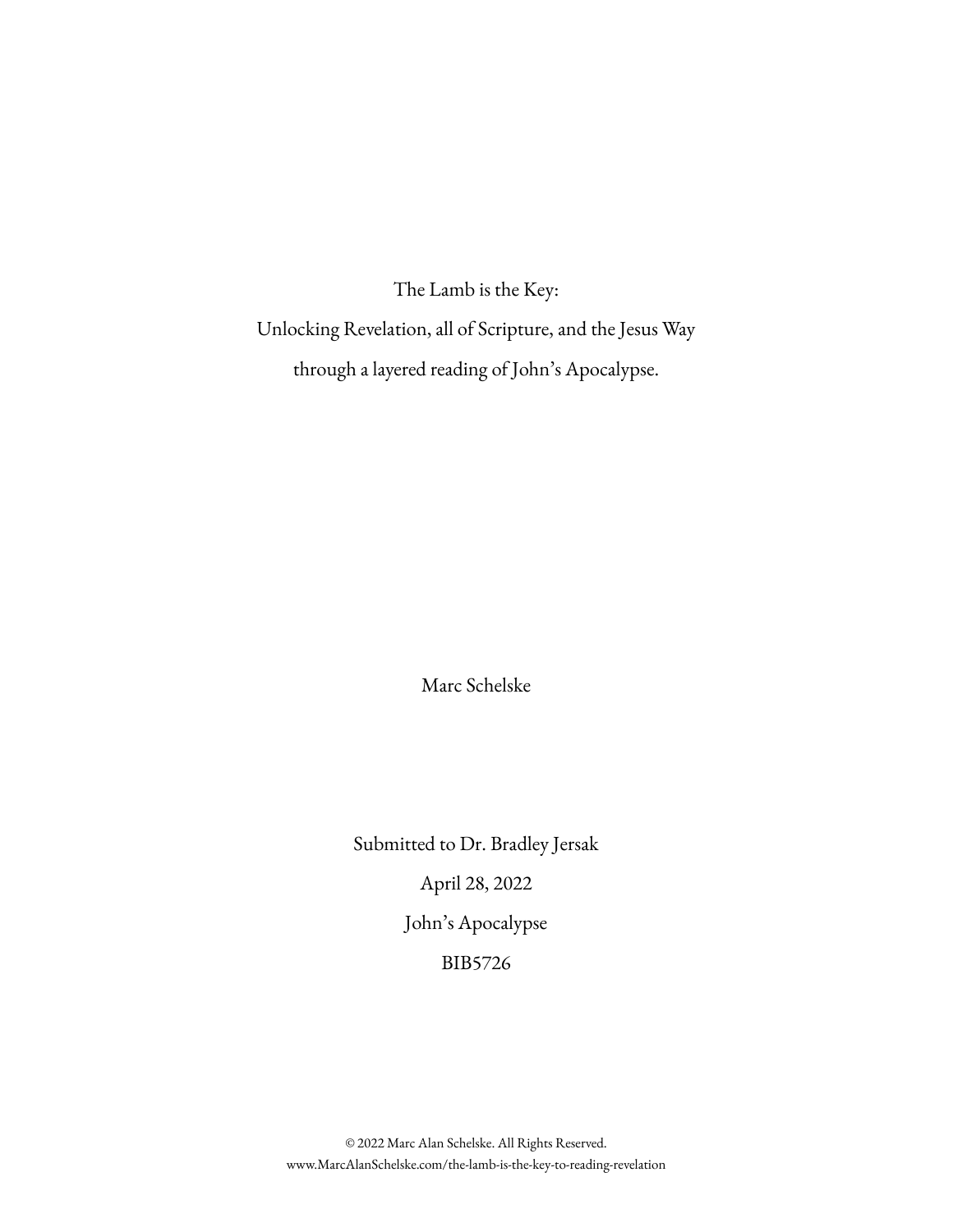# The Lamb is the Key:
## Unlocking Revelation, all of Scripture, and the Jesus Way through a layered reading of John's Apocalypse.

Marc Schelske

Submitted to Dr. Bradley Jersak

April 28, 2022

John's Apocalypse

BIB5726

© 2022 Marc Alan Schelske. All Rights Reserved.
www.MarcAlanSchelske.com/the-lamb-is-the-key-to-reading-revelation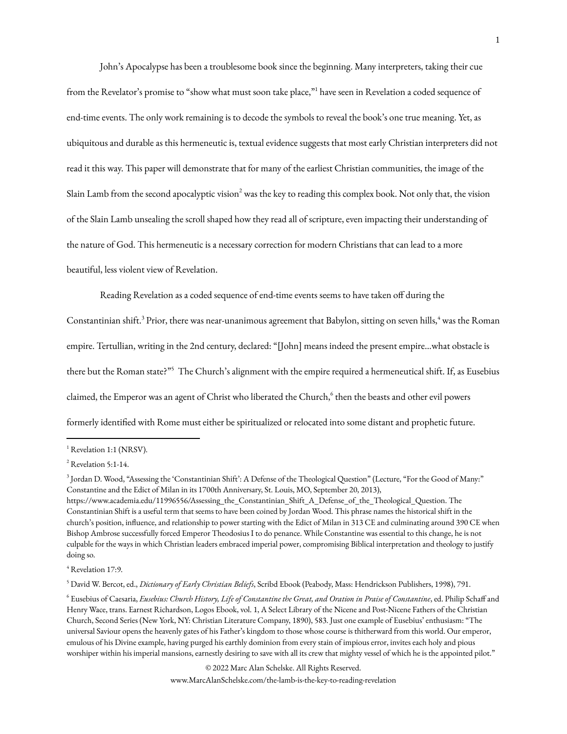John's Apocalypse has been a troublesome book since the beginning. Many interpreters, taking their cue from the Revelator's promise to "show what must soon take place,"[1] have seen in Revelation a coded sequence of end-time events. The only work remaining is to decode the symbols to reveal the book's one true meaning. Yet, as ubiquitous and durable as this hermeneutic is, textual evidence suggests that most early Christian interpreters did not read it this way. This paper will demonstrate that for many of the earliest Christian communities, the image of the Slain Lamb from the second apocalyptic vision[2] was the key to reading this complex book. Not only that, the vision of the Slain Lamb unsealing the scroll shaped how they read all of scripture, even impacting their understanding of the nature of God. This hermeneutic is a necessary correction for modern Christians that can lead to a more beautiful, less violent view of Revelation.

Reading Revelation as a coded sequence of end-time events seems to have taken off during the Constantinian shift.[3] Prior, there was near-unanimous agreement that Babylon, sitting on seven hills,[4] was the Roman empire. Tertullian, writing in the 2nd century, declared: "[John] means indeed the present empire…what obstacle is there but the Roman state?"[5] The Church's alignment with the empire required a hermeneutical shift. If, as Eusebius claimed, the Emperor was an agent of Christ who liberated the Church,[6] then the beasts and other evil powers formerly identified with Rome must either be spiritualized or relocated into some distant and prophetic future.

---

[1] Revelation 1:1 (NRSV).

[2] Revelation 5:1-14.

[3] Jordan D. Wood, "Assessing the 'Constantinian Shift': A Defense of the Theological Question" (Lecture, "For the Good of Many:" Constantine and the Edict of Milan in its 1700th Anniversary, St. Louis, MO, September 20, 2013), https://www.academia.edu/11996556/Assessing_the_Constantinian_Shift_A_Defense_of_the_Theological_Question. The Constantinian Shift is a useful term that seems to have been coined by Jordan Wood. This phrase names the historical shift in the church's position, influence, and relationship to power starting with the Edict of Milan in 313 CE and culminating around 390 CE when Bishop Ambrose successfully forced Emperor Theodosius I to do penance. While Constantine was essential to this change, he is not culpable for the ways in which Christian leaders embraced imperial power, compromising Biblical interpretation and theology to justify doing so.

[4] Revelation 17:9.

[5] David W. Bercot, ed., *Dictionary of Early Christian Beliefs*, Scribd Ebook (Peabody, Mass: Hendrickson Publishers, 1998), 791.

[6] Eusebius of Caesaria, *Eusebius: Church History, Life of Constantine the Great, and Oration in Praise of Constantine*, ed. Philip Schaff and Henry Wace, trans. Earnest Richardson, Logos Ebook, vol. 1, A Select Library of the Nicene and Post-Nicene Fathers of the Christian Church, Second Series (New York, NY: Christian Literature Company, 1890), 583. Just one example of Eusebius' enthusiasm: "The universal Saviour opens the heavenly gates of his Father's kingdom to those whose course is thitherward from this world. Our emperor, emulous of his Divine example, having purged his earthly dominion from every stain of impious error, invites each holy and pious worshiper within his imperial mansions, earnestly desiring to save with all its crew that mighty vessel of which he is the appointed pilot."

© 2022 Marc Alan Schelske. All Rights Reserved.
www.MarcAlanSchelske.com/the-lamb-is-the-key-to-reading-revelation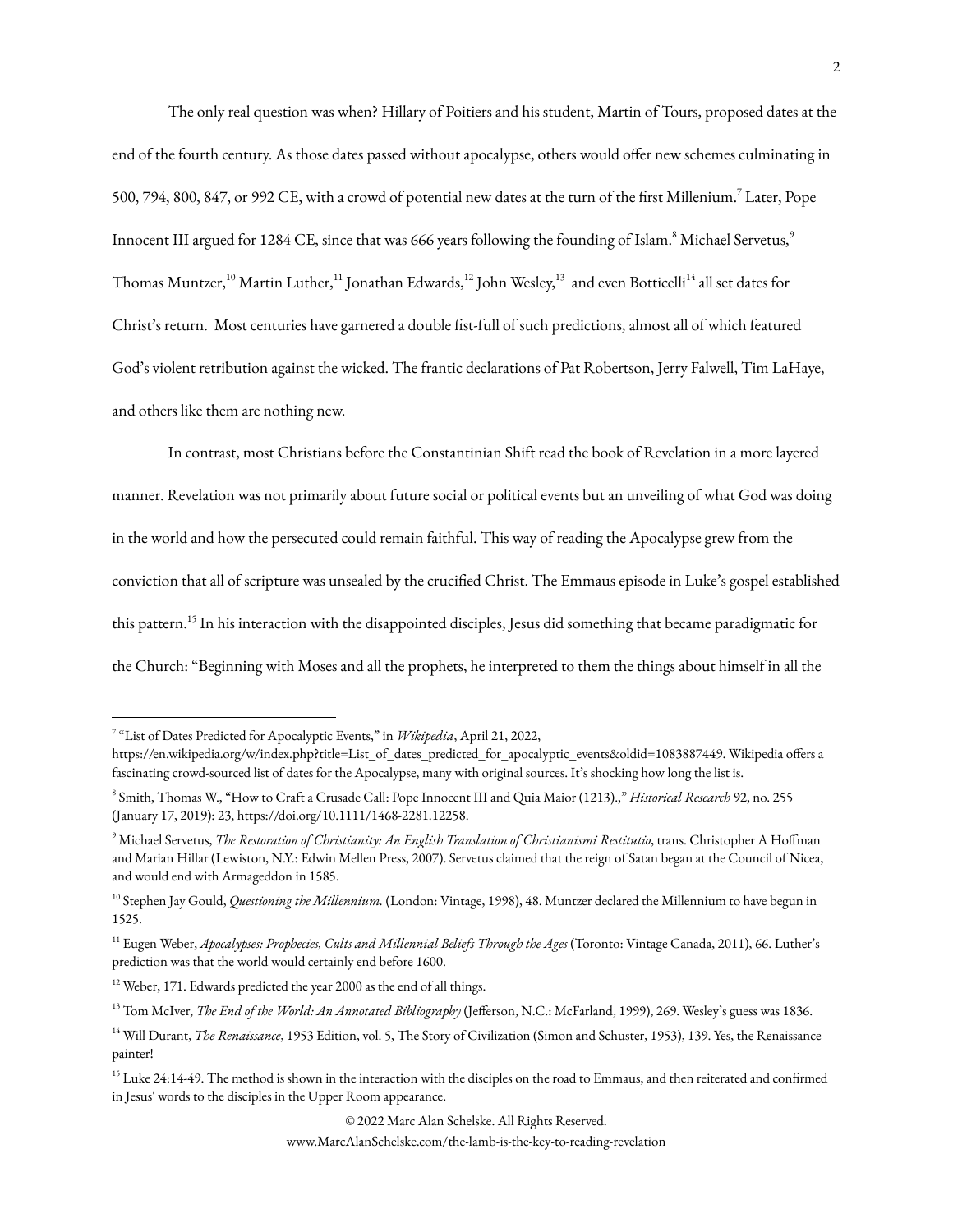The only real question was when? Hillary of Poitiers and his student, Martin of Tours, proposed dates at the end of the fourth century. As those dates passed without apocalypse, others would offer new schemes culminating in 500, 794, 800, 847, or 992 CE, with a crowd of potential new dates at the turn of the first Millenium.[7] Later, Pope Innocent III argued for 1284 CE, since that was 666 years following the founding of Islam.[8] Michael Servetus,[9] Thomas Muntzer,[10] Martin Luther,[11] Jonathan Edwards,[12] John Wesley,[13] and even Botticelli[14] all set dates for Christ's return. Most centuries have garnered a double fist-full of such predictions, almost all of which featured God's violent retribution against the wicked. The frantic declarations of Pat Robertson, Jerry Falwell, Tim LaHaye, and others like them are nothing new.

In contrast, most Christians before the Constantinian Shift read the book of Revelation in a more layered manner. Revelation was not primarily about future social or political events but an unveiling of what God was doing in the world and how the persecuted could remain faithful. This way of reading the Apocalypse grew from the conviction that all of scripture was unsealed by the crucified Christ. The Emmaus episode in Luke's gospel established this pattern.[15] In his interaction with the disappointed disciples, Jesus did something that became paradigmatic for the Church: "Beginning with Moses and all the prophets, he interpreted to them the things about himself in all the

---

[7] "List of Dates Predicted for Apocalyptic Events," in *Wikipedia*, April 21, 2022, https://en.wikipedia.org/w/index.php?title=List_of_dates_predicted_for_apocalyptic_events&oldid=1083887449. Wikipedia offers a fascinating crowd-sourced list of dates for the Apocalypse, many with original sources. It's shocking how long the list is.

[8] Smith, Thomas W., "How to Craft a Crusade Call: Pope Innocent III and Quia Maior (1213).," *Historical Research* 92, no. 255 (January 17, 2019): 23, https://doi.org/10.1111/1468-2281.12258.

[9] Michael Servetus, *The Restoration of Christianity: An English Translation of Christianismi Restitutio*, trans. Christopher A Hoffman and Marian Hillar (Lewiston, N.Y.: Edwin Mellen Press, 2007). Servetus claimed that the reign of Satan began at the Council of Nicea, and would end with Armageddon in 1585.

[10] Stephen Jay Gould, *Questioning the Millennium.* (London: Vintage, 1998), 48. Muntzer declared the Millennium to have begun in 1525.

[11] Eugen Weber, *Apocalypses: Prophecies, Cults and Millennial Beliefs Through the Ages* (Toronto: Vintage Canada, 2011), 66. Luther's prediction was that the world would certainly end before 1600.

[12] Weber, 171. Edwards predicted the year 2000 as the end of all things.

[13] Tom McIver, *The End of the World: An Annotated Bibliography* (Jefferson, N.C.: McFarland, 1999), 269. Wesley's guess was 1836.

[14] Will Durant, *The Renaissance*, 1953 Edition, vol. 5, The Story of Civilization (Simon and Schuster, 1953), 139. Yes, the Renaissance painter!

[15] Luke 24:14-49. The method is shown in the interaction with the disciples on the road to Emmaus, and then reiterated and confirmed in Jesus' words to the disciples in the Upper Room appearance.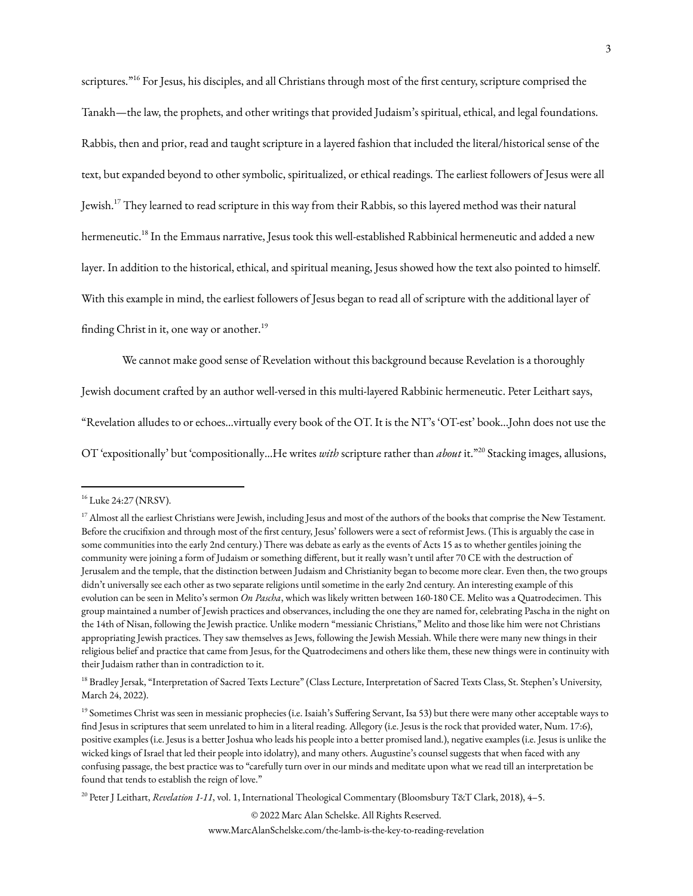scriptures."[16] For Jesus, his disciples, and all Christians through most of the first century, scripture comprised the Tanakh—the law, the prophets, and other writings that provided Judaism's spiritual, ethical, and legal foundations. Rabbis, then and prior, read and taught scripture in a layered fashion that included the literal/historical sense of the text, but expanded beyond to other symbolic, spiritualized, or ethical readings. The earliest followers of Jesus were all Jewish.[17] They learned to read scripture in this way from their Rabbis, so this layered method was their natural hermeneutic.[18] In the Emmaus narrative, Jesus took this well-established Rabbinical hermeneutic and added a new layer. In addition to the historical, ethical, and spiritual meaning, Jesus showed how the text also pointed to himself. With this example in mind, the earliest followers of Jesus began to read all of scripture with the additional layer of finding Christ in it, one way or another.[19]

We cannot make good sense of Revelation without this background because Revelation is a thoroughly Jewish document crafted by an author well-versed in this multi-layered Rabbinic hermeneutic. Peter Leithart says, "Revelation alludes to or echoes…virtually every book of the OT. It is the NT's 'OT-est' book…John does not use the OT 'expositionally' but 'compositionally…He writes *with* scripture rather than *about* it."[20] Stacking images, allusions,

---

[16] Luke 24:27 (NRSV).

[17] Almost all the earliest Christians were Jewish, including Jesus and most of the authors of the books that comprise the New Testament. Before the crucifixion and through most of the first century, Jesus' followers were a sect of reformist Jews. (This is arguably the case in some communities into the early 2nd century.) There was debate as early as the events of Acts 15 as to whether gentiles joining the community were joining a form of Judaism or something different, but it really wasn't until after 70 CE with the destruction of Jerusalem and the temple, that the distinction between Judaism and Christianity began to become more clear. Even then, the two groups didn't universally see each other as two separate religions until sometime in the early 2nd century. An interesting example of this evolution can be seen in Melito's sermon *On Pascha*, which was likely written between 160-180 CE. Melito was a Quatrodecimen. This group maintained a number of Jewish practices and observances, including the one they are named for, celebrating Pascha in the night on the 14th of Nisan, following the Jewish practice. Unlike modern "messianic Christians," Melito and those like him were not Christians appropriating Jewish practices. They saw themselves as Jews, following the Jewish Messiah. While there were many new things in their religious belief and practice that came from Jesus, for the Quatrodecimens and others like them, these new things were in continuity with their Judaism rather than in contradiction to it.

[18] Bradley Jersak, "Interpretation of Sacred Texts Lecture" (Class Lecture, Interpretation of Sacred Texts Class, St. Stephen's University, March 24, 2022).

[19] Sometimes Christ was seen in messianic prophecies (i.e. Isaiah's Suffering Servant, Isa 53) but there were many other acceptable ways to find Jesus in scriptures that seem unrelated to him in a literal reading. Allegory (i.e. Jesus is the rock that provided water, Num. 17:6), positive examples (i.e. Jesus is a better Joshua who leads his people into a better promised land.), negative examples (i.e. Jesus is unlike the wicked kings of Israel that led their people into idolatry), and many others. Augustine's counsel suggests that when faced with any confusing passage, the best practice was to "carefully turn over in our minds and meditate upon what we read till an interpretation be found that tends to establish the reign of love."

[20] Peter J Leithart, *Revelation 1-11*, vol. 1, International Theological Commentary (Bloomsbury T&T Clark, 2018), 4–5.

© 2022 Marc Alan Schelske. All Rights Reserved.
www.MarcAlanSchelske.com/the-lamb-is-the-key-to-reading-revelation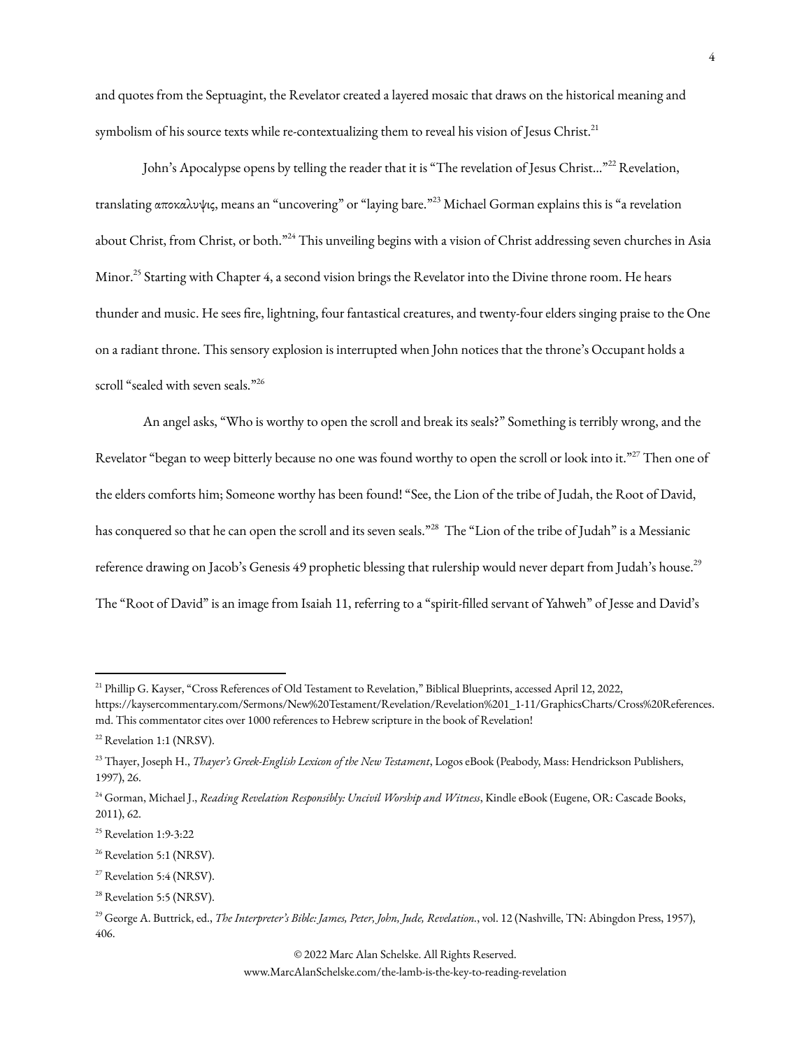and quotes from the Septuagint, the Revelator created a layered mosaic that draws on the historical meaning and symbolism of his source texts while re-contextualizing them to reveal his vision of Jesus Christ.[21]

John's Apocalypse opens by telling the reader that it is "The revelation of Jesus Christ..."[22] Revelation, translating αποκαλυψις, means an "uncovering" or "laying bare."[23] Michael Gorman explains this is "a revelation about Christ, from Christ, or both."[24] This unveiling begins with a vision of Christ addressing seven churches in Asia Minor.[25] Starting with Chapter 4, a second vision brings the Revelator into the Divine throne room. He hears thunder and music. He sees fire, lightning, four fantastical creatures, and twenty-four elders singing praise to the One on a radiant throne. This sensory explosion is interrupted when John notices that the throne's Occupant holds a scroll "sealed with seven seals."[26]

An angel asks, "Who is worthy to open the scroll and break its seals?" Something is terribly wrong, and the Revelator "began to weep bitterly because no one was found worthy to open the scroll or look into it."[27] Then one of the elders comforts him; Someone worthy has been found! "See, the Lion of the tribe of Judah, the Root of David, has conquered so that he can open the scroll and its seven seals."[28] The "Lion of the tribe of Judah" is a Messianic reference drawing on Jacob's Genesis 49 prophetic blessing that rulership would never depart from Judah's house.[29] The "Root of David" is an image from Isaiah 11, referring to a "spirit-filled servant of Yahweh" of Jesse and David's

---

[21] Phillip G. Kayser, "Cross References of Old Testament to Revelation," Biblical Blueprints, accessed April 12, 2022, https://kaysercommentary.com/Sermons/New%20Testament/Revelation/Revelation%201_1-11/GraphicsCharts/Cross%20References.md. This commentator cites over 1000 references to Hebrew scripture in the book of Revelation!

[22] Revelation 1:1 (NRSV).

[23] Thayer, Joseph H., *Thayer's Greek-English Lexicon of the New Testament*, Logos eBook (Peabody, Mass: Hendrickson Publishers, 1997), 26.

[24] Gorman, Michael J., *Reading Revelation Responsibly: Uncivil Worship and Witness*, Kindle eBook (Eugene, OR: Cascade Books, 2011), 62.

[25] Revelation 1:9-3:22

[26] Revelation 5:1 (NRSV).

[27] Revelation 5:4 (NRSV).

[28] Revelation 5:5 (NRSV).

[29] George A. Buttrick, ed., *The Interpreter's Bible: James, Peter, John, Jude, Revelation.*, vol. 12 (Nashville, TN: Abingdon Press, 1957), 406.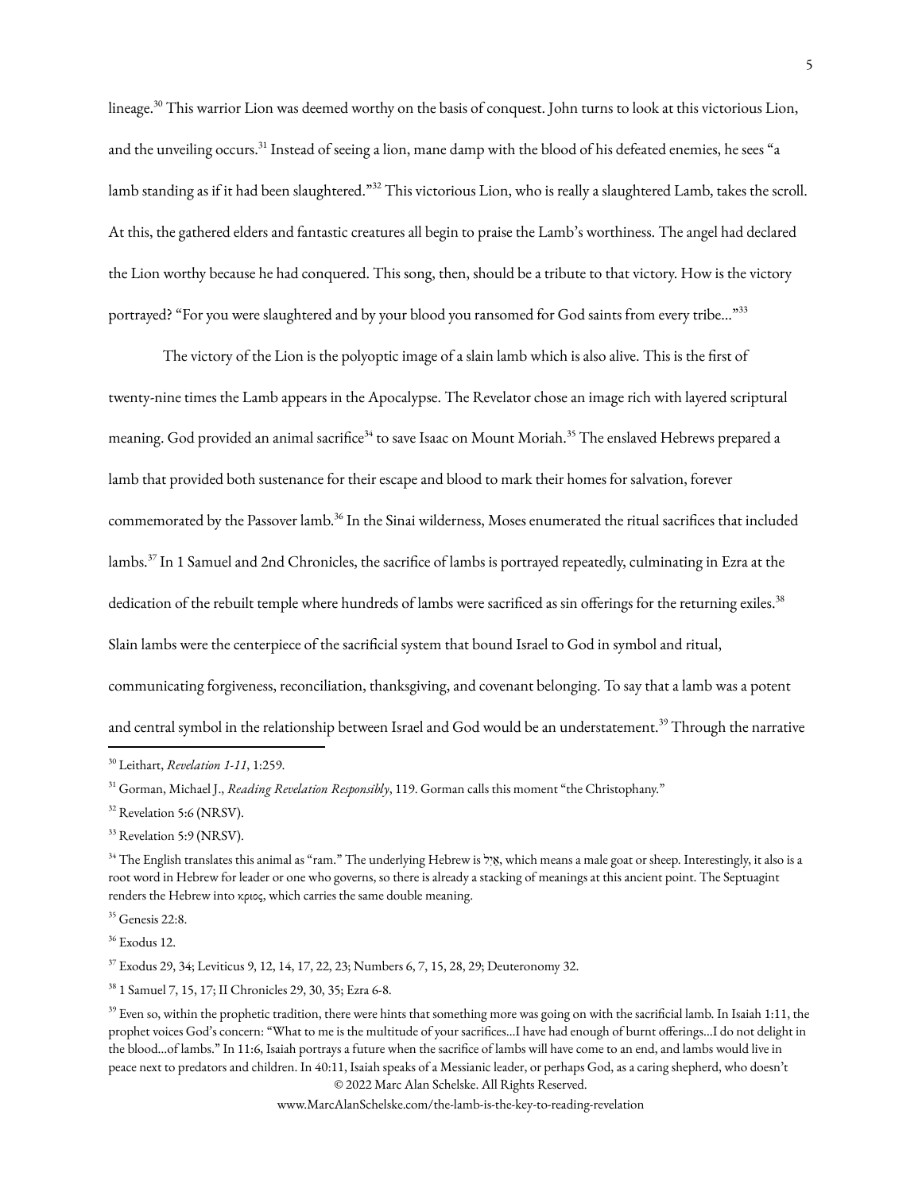lineage.[30] This warrior Lion was deemed worthy on the basis of conquest. John turns to look at this victorious Lion, and the unveiling occurs.[31] Instead of seeing a lion, mane damp with the blood of his defeated enemies, he sees "a lamb standing as if it had been slaughtered."[32] This victorious Lion, who is really a slaughtered Lamb, takes the scroll. At this, the gathered elders and fantastic creatures all begin to praise the Lamb's worthiness. The angel had declared the Lion worthy because he had conquered. This song, then, should be a tribute to that victory. How is the victory portrayed? "For you were slaughtered and by your blood you ransomed for God saints from every tribe..."[33]

The victory of the Lion is the polyoptic image of a slain lamb which is also alive. This is the first of twenty-nine times the Lamb appears in the Apocalypse. The Revelator chose an image rich with layered scriptural meaning. God provided an animal sacrifice[34] to save Isaac on Mount Moriah.[35] The enslaved Hebrews prepared a lamb that provided both sustenance for their escape and blood to mark their homes for salvation, forever commemorated by the Passover lamb.[36] In the Sinai wilderness, Moses enumerated the ritual sacrifices that included lambs.[37] In 1 Samuel and 2nd Chronicles, the sacrifice of lambs is portrayed repeatedly, culminating in Ezra at the dedication of the rebuilt temple where hundreds of lambs were sacrificed as sin offerings for the returning exiles.[38] Slain lambs were the centerpiece of the sacrificial system that bound Israel to God in symbol and ritual, communicating forgiveness, reconciliation, thanksgiving, and covenant belonging. To say that a lamb was a potent and central symbol in the relationship between Israel and God would be an understatement.[39] Through the narrative

---

[30] Leithart, *Revelation 1-11*, 1:259.

[31] Gorman, Michael J., *Reading Revelation Responsibly*, 119. Gorman calls this moment "the Christophany."

[32] Revelation 5:6 (NRSV).

[33] Revelation 5:9 (NRSV).

[34] The English translates this animal as "ram." The underlying Hebrew is אַיִל, which means a male goat or sheep. Interestingly, it also is a root word in Hebrew for leader or one who governs, so there is already a stacking of meanings at this ancient point. The Septuagint renders the Hebrew into κριος, which carries the same double meaning.

[35] Genesis 22:8.

[36] Exodus 12.

[37] Exodus 29, 34; Leviticus 9, 12, 14, 17, 22, 23; Numbers 6, 7, 15, 28, 29; Deuteronomy 32.

[38] 1 Samuel 7, 15, 17; II Chronicles 29, 30, 35; Ezra 6-8.

[39] Even so, within the prophetic tradition, there were hints that something more was going on with the sacrificial lamb. In Isaiah 1:11, the prophet voices God's concern: "What to me is the multitude of your sacrifices...I have had enough of burnt offerings...I do not delight in the blood...of lambs." In 11:6, Isaiah portrays a future when the sacrifice of lambs will have come to an end, and lambs would live in peace next to predators and children. In 40:11, Isaiah speaks of a Messianic leader, or perhaps God, as a caring shepherd, who doesn't

© 2022 Marc Alan Schelske. All Rights Reserved.

www.MarcAlanSchelske.com/the-lamb-is-the-key-to-reading-revelation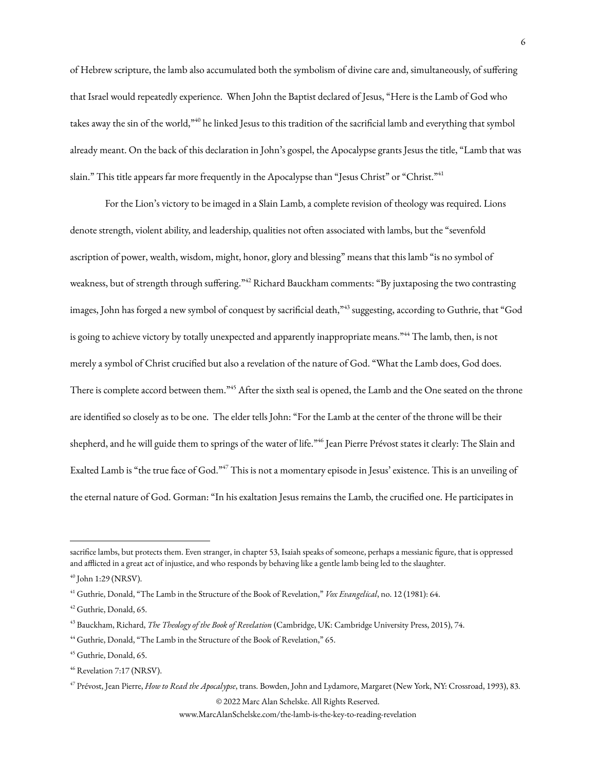of Hebrew scripture, the lamb also accumulated both the symbolism of divine care and, simultaneously, of suffering that Israel would repeatedly experience. When John the Baptist declared of Jesus, "Here is the Lamb of God who takes away the sin of the world,"[40] he linked Jesus to this tradition of the sacrificial lamb and everything that symbol already meant. On the back of this declaration in John's gospel, the Apocalypse grants Jesus the title, "Lamb that was slain." This title appears far more frequently in the Apocalypse than "Jesus Christ" or "Christ."[41]

For the Lion's victory to be imaged in a Slain Lamb, a complete revision of theology was required. Lions denote strength, violent ability, and leadership, qualities not often associated with lambs, but the "sevenfold ascription of power, wealth, wisdom, might, honor, glory and blessing" means that this lamb "is no symbol of weakness, but of strength through suffering."[42] Richard Bauckham comments: "By juxtaposing the two contrasting images, John has forged a new symbol of conquest by sacrificial death,"[43] suggesting, according to Guthrie, that "God is going to achieve victory by totally unexpected and apparently inappropriate means."[44] The lamb, then, is not merely a symbol of Christ crucified but also a revelation of the nature of God. "What the Lamb does, God does. There is complete accord between them."[45] After the sixth seal is opened, the Lamb and the One seated on the throne are identified so closely as to be one. The elder tells John: "For the Lamb at the center of the throne will be their shepherd, and he will guide them to springs of the water of life."[46] Jean Pierre Prévost states it clearly: The Slain and Exalted Lamb is "the true face of God."[47] This is not a momentary episode in Jesus' existence. This is an unveiling of the eternal nature of God. Gorman: "In his exaltation Jesus remains the Lamb, the crucified one. He participates in

---

sacrifice lambs, but protects them. Even stranger, in chapter 53, Isaiah speaks of someone, perhaps a messianic figure, that is oppressed and afflicted in a great act of injustice, and who responds by behaving like a gentle lamb being led to the slaughter.

[40] John 1:29 (NRSV).

[41] Guthrie, Donald, "The Lamb in the Structure of the Book of Revelation," *Vox Evangelical*, no. 12 (1981): 64.

[42] Guthrie, Donald, 65.

[43] Bauckham, Richard, *The Theology of the Book of Revelation* (Cambridge, UK: Cambridge University Press, 2015), 74.

[44] Guthrie, Donald, "The Lamb in the Structure of the Book of Revelation," 65.

[45] Guthrie, Donald, 65.

[46] Revelation 7:17 (NRSV).

[47] Prévost, Jean Pierre, *How to Read the Apocalypse*, trans. Bowden, John and Lydamore, Margaret (New York, NY: Crossroad, 1993), 83.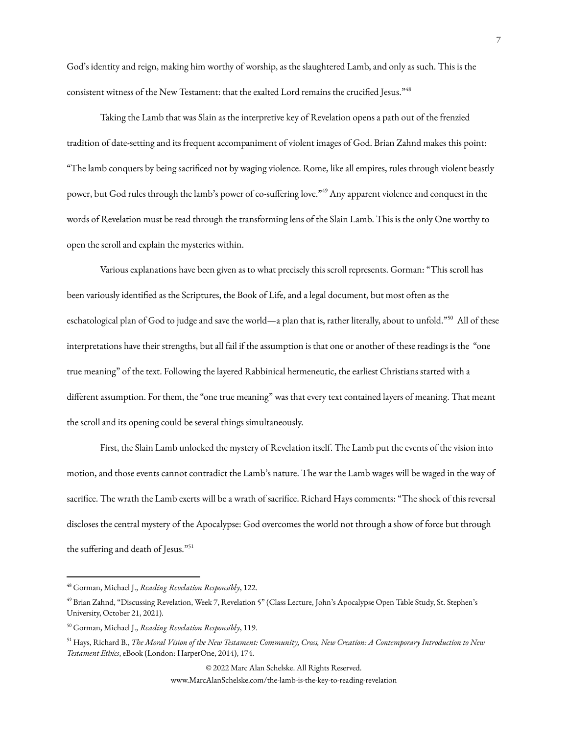God's identity and reign, making him worthy of worship, as the slaughtered Lamb, and only as such. This is the consistent witness of the New Testament: that the exalted Lord remains the crucified Jesus."[48]

Taking the Lamb that was Slain as the interpretive key of Revelation opens a path out of the frenzied tradition of date-setting and its frequent accompaniment of violent images of God. Brian Zahnd makes this point: "The lamb conquers by being sacrificed not by waging violence. Rome, like all empires, rules through violent beastly power, but God rules through the lamb's power of co-suffering love."[49] Any apparent violence and conquest in the words of Revelation must be read through the transforming lens of the Slain Lamb. This is the only One worthy to open the scroll and explain the mysteries within.

Various explanations have been given as to what precisely this scroll represents. Gorman: "This scroll has been variously identified as the Scriptures, the Book of Life, and a legal document, but most often as the eschatological plan of God to judge and save the world—a plan that is, rather literally, about to unfold."[50] All of these interpretations have their strengths, but all fail if the assumption is that one or another of these readings is the "one true meaning" of the text. Following the layered Rabbinical hermeneutic, the earliest Christians started with a different assumption. For them, the "one true meaning" was that every text contained layers of meaning. That meant the scroll and its opening could be several things simultaneously.

First, the Slain Lamb unlocked the mystery of Revelation itself. The Lamb put the events of the vision into motion, and those events cannot contradict the Lamb's nature. The war the Lamb wages will be waged in the way of sacrifice. The wrath the Lamb exerts will be a wrath of sacrifice. Richard Hays comments: "The shock of this reversal discloses the central mystery of the Apocalypse: God overcomes the world not through a show of force but through the suffering and death of Jesus."[51]

---

[48] Gorman, Michael J., *Reading Revelation Responsibly*, 122.

[49] Brian Zahnd, "Discussing Revelation, Week 7, Revelation 5" (Class Lecture, John's Apocalypse Open Table Study, St. Stephen's University, October 21, 2021).

[50] Gorman, Michael J., *Reading Revelation Responsibly*, 119.

[51] Hays, Richard B., *The Moral Vision of the New Testament: Community, Cross, New Creation: A Contemporary Introduction to New Testament Ethics*, eBook (London: HarperOne, 2014), 174.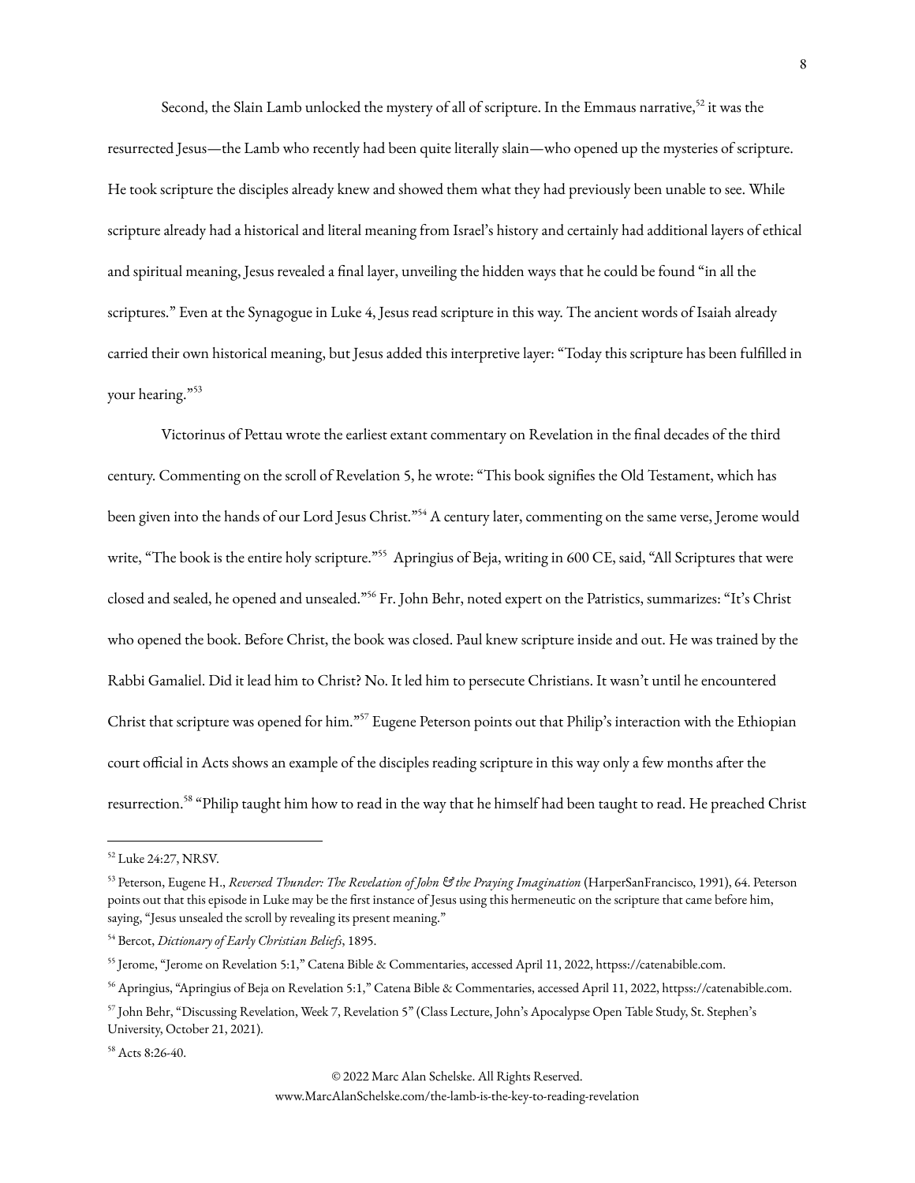Second, the Slain Lamb unlocked the mystery of all of scripture. In the Emmaus narrative,[52] it was the resurrected Jesus—the Lamb who recently had been quite literally slain—who opened up the mysteries of scripture. He took scripture the disciples already knew and showed them what they had previously been unable to see. While scripture already had a historical and literal meaning from Israel's history and certainly had additional layers of ethical and spiritual meaning, Jesus revealed a final layer, unveiling the hidden ways that he could be found "in all the scriptures." Even at the Synagogue in Luke 4, Jesus read scripture in this way. The ancient words of Isaiah already carried their own historical meaning, but Jesus added this interpretive layer: "Today this scripture has been fulfilled in your hearing."[53]

Victorinus of Pettau wrote the earliest extant commentary on Revelation in the final decades of the third century. Commenting on the scroll of Revelation 5, he wrote: "This book signifies the Old Testament, which has been given into the hands of our Lord Jesus Christ."[54] A century later, commenting on the same verse, Jerome would write, "The book is the entire holy scripture."[55] Apringius of Beja, writing in 600 CE, said, "All Scriptures that were closed and sealed, he opened and unsealed."[56] Fr. John Behr, noted expert on the Patristics, summarizes: "It's Christ who opened the book. Before Christ, the book was closed. Paul knew scripture inside and out. He was trained by the Rabbi Gamaliel. Did it lead him to Christ? No. It led him to persecute Christians. It wasn't until he encountered Christ that scripture was opened for him."[57] Eugene Peterson points out that Philip's interaction with the Ethiopian court official in Acts shows an example of the disciples reading scripture in this way only a few months after the resurrection.[58] "Philip taught him how to read in the way that he himself had been taught to read. He preached Christ

---

[52] Luke 24:27, NRSV.

[53] Peterson, Eugene H., *Reversed Thunder: The Revelation of John & the Praying Imagination* (HarperSanFrancisco, 1991), 64. Peterson points out that this episode in Luke may be the first instance of Jesus using this hermeneutic on the scripture that came before him, saying, "Jesus unsealed the scroll by revealing its present meaning."

[54] Bercot, *Dictionary of Early Christian Beliefs*, 1895.

[55] Jerome, "Jerome on Revelation 5:1," Catena Bible & Commentaries, accessed April 11, 2022, httpss://catenabible.com.

[56] Apringius, "Apringius of Beja on Revelation 5:1," Catena Bible & Commentaries, accessed April 11, 2022, httpss://catenabible.com.

[57] John Behr, "Discussing Revelation, Week 7, Revelation 5" (Class Lecture, John's Apocalypse Open Table Study, St. Stephen's University, October 21, 2021).

[58] Acts 8:26-40.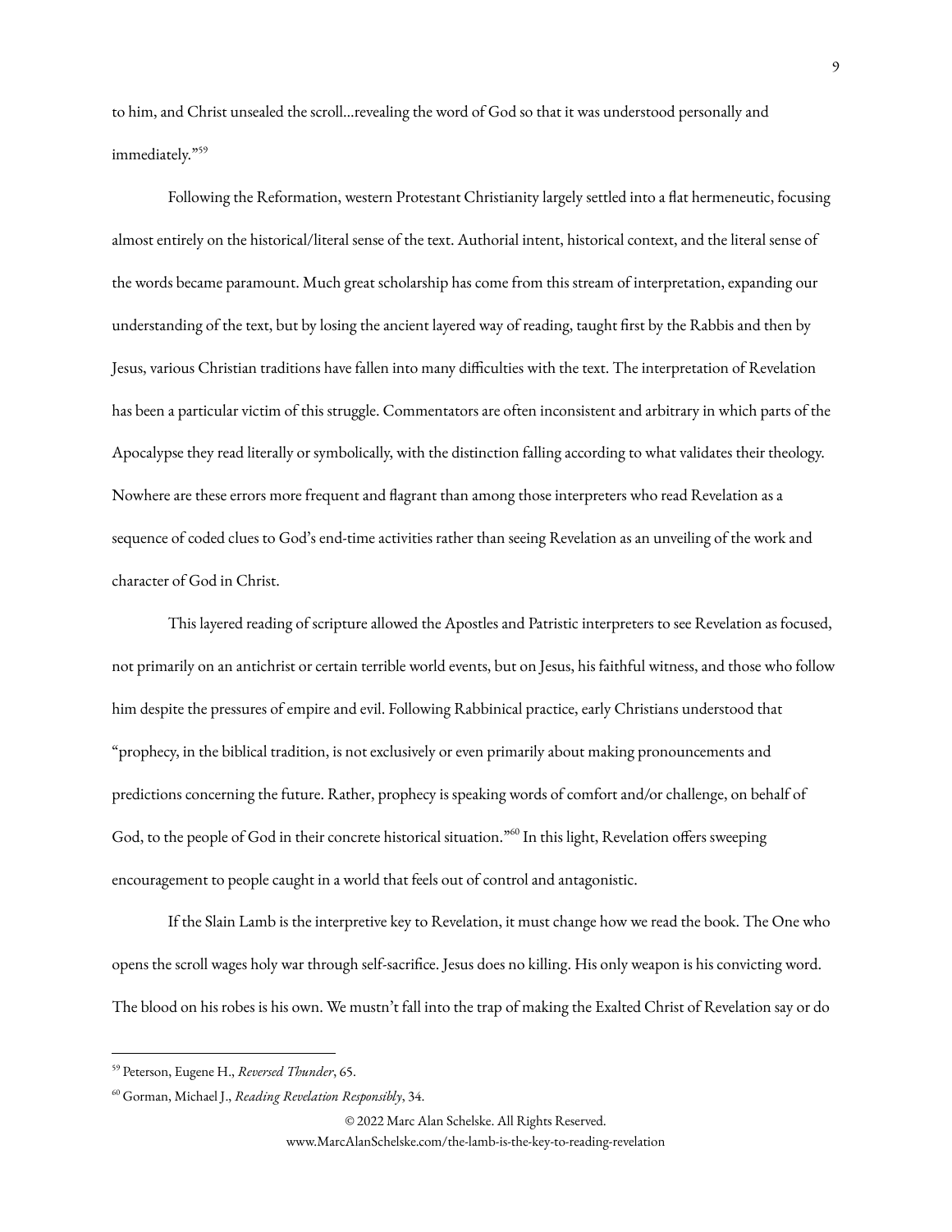to him, and Christ unsealed the scroll…revealing the word of God so that it was understood personally and immediately."[59]

Following the Reformation, western Protestant Christianity largely settled into a flat hermeneutic, focusing almost entirely on the historical/literal sense of the text. Authorial intent, historical context, and the literal sense of the words became paramount. Much great scholarship has come from this stream of interpretation, expanding our understanding of the text, but by losing the ancient layered way of reading, taught first by the Rabbis and then by Jesus, various Christian traditions have fallen into many difficulties with the text. The interpretation of Revelation has been a particular victim of this struggle. Commentators are often inconsistent and arbitrary in which parts of the Apocalypse they read literally or symbolically, with the distinction falling according to what validates their theology. Nowhere are these errors more frequent and flagrant than among those interpreters who read Revelation as a sequence of coded clues to God's end-time activities rather than seeing Revelation as an unveiling of the work and character of God in Christ.

This layered reading of scripture allowed the Apostles and Patristic interpreters to see Revelation as focused, not primarily on an antichrist or certain terrible world events, but on Jesus, his faithful witness, and those who follow him despite the pressures of empire and evil. Following Rabbinical practice, early Christians understood that "prophecy, in the biblical tradition, is not exclusively or even primarily about making pronouncements and predictions concerning the future. Rather, prophecy is speaking words of comfort and/or challenge, on behalf of God, to the people of God in their concrete historical situation."[60] In this light, Revelation offers sweeping encouragement to people caught in a world that feels out of control and antagonistic.

If the Slain Lamb is the interpretive key to Revelation, it must change how we read the book. The One who opens the scroll wages holy war through self-sacrifice. Jesus does no killing. His only weapon is his convicting word. The blood on his robes is his own. We mustn't fall into the trap of making the Exalted Christ of Revelation say or do

---

[59] Peterson, Eugene H., *Reversed Thunder*, 65.

[60] Gorman, Michael J., *Reading Revelation Responsibly*, 34.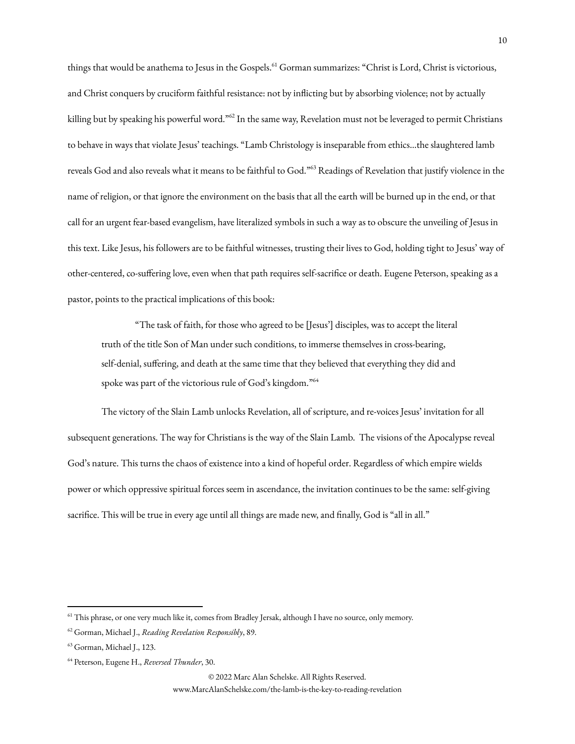things that would be anathema to Jesus in the Gospels.[61] Gorman summarizes: "Christ is Lord, Christ is victorious, and Christ conquers by cruciform faithful resistance: not by inflicting but by absorbing violence; not by actually killing but by speaking his powerful word."[62] In the same way, Revelation must not be leveraged to permit Christians to behave in ways that violate Jesus' teachings. "Lamb Christology is inseparable from ethics…the slaughtered lamb reveals God and also reveals what it means to be faithful to God."[63] Readings of Revelation that justify violence in the name of religion, or that ignore the environment on the basis that all the earth will be burned up in the end, or that call for an urgent fear-based evangelism, have literalized symbols in such a way as to obscure the unveiling of Jesus in this text. Like Jesus, his followers are to be faithful witnesses, trusting their lives to God, holding tight to Jesus' way of other-centered, co-suffering love, even when that path requires self-sacrifice or death. Eugene Peterson, speaking as a pastor, points to the practical implications of this book:

> "The task of faith, for those who agreed to be [Jesus'] disciples, was to accept the literal truth of the title Son of Man under such conditions, to immerse themselves in cross-bearing, self-denial, suffering, and death at the same time that they believed that everything they did and spoke was part of the victorious rule of God's kingdom."[64]

The victory of the Slain Lamb unlocks Revelation, all of scripture, and re-voices Jesus' invitation for all subsequent generations. The way for Christians is the way of the Slain Lamb. The visions of the Apocalypse reveal God's nature. This turns the chaos of existence into a kind of hopeful order. Regardless of which empire wields power or which oppressive spiritual forces seem in ascendance, the invitation continues to be the same: self-giving sacrifice. This will be true in every age until all things are made new, and finally, God is "all in all."

---

[61] This phrase, or one very much like it, comes from Bradley Jersak, although I have no source, only memory.

[62] Gorman, Michael J., *Reading Revelation Responsibly*, 89.

[63] Gorman, Michael J., 123.

[64] Peterson, Eugene H., *Reversed Thunder*, 30.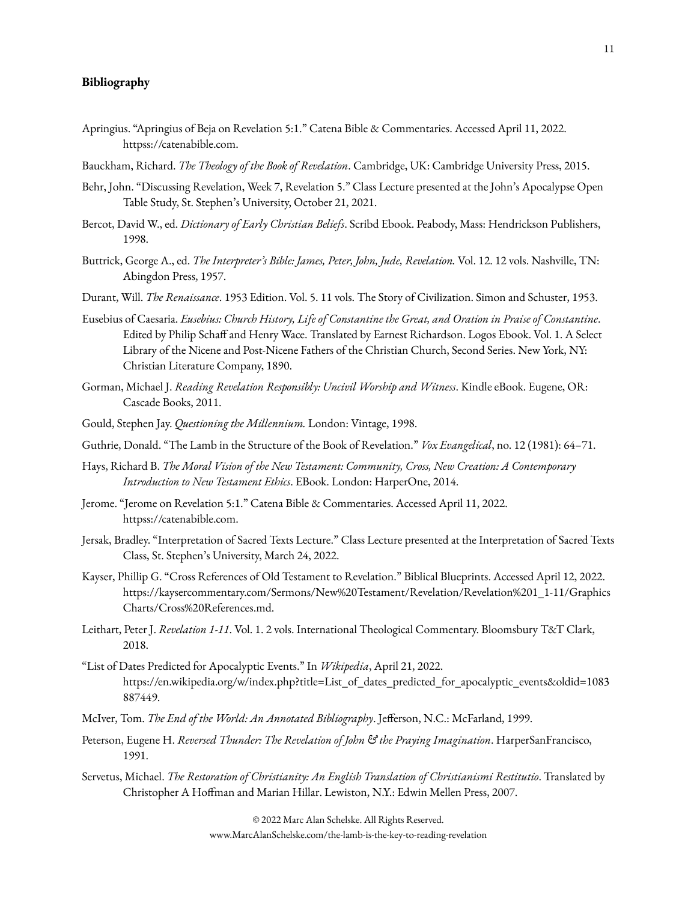**Bibliography**

Apringius. "Apringius of Beja on Revelation 5:1." Catena Bible & Commentaries. Accessed April 11, 2022. httpss://catenabible.com.

Bauckham, Richard. *The Theology of the Book of Revelation*. Cambridge, UK: Cambridge University Press, 2015.

Behr, John. "Discussing Revelation, Week 7, Revelation 5." Class Lecture presented at the John's Apocalypse Open Table Study, St. Stephen's University, October 21, 2021.

Bercot, David W., ed. *Dictionary of Early Christian Beliefs*. Scribd Ebook. Peabody, Mass: Hendrickson Publishers, 1998.

Buttrick, George A., ed. *The Interpreter's Bible: James, Peter, John, Jude, Revelation.* Vol. 12. 12 vols. Nashville, TN: Abingdon Press, 1957.

Durant, Will. *The Renaissance*. 1953 Edition. Vol. 5. 11 vols. The Story of Civilization. Simon and Schuster, 1953.

Eusebius of Caesaria. *Eusebius: Church History, Life of Constantine the Great, and Oration in Praise of Constantine*. Edited by Philip Schaff and Henry Wace. Translated by Earnest Richardson. Logos Ebook. Vol. 1. A Select Library of the Nicene and Post-Nicene Fathers of the Christian Church, Second Series. New York, NY: Christian Literature Company, 1890.

Gorman, Michael J. *Reading Revelation Responsibly: Uncivil Worship and Witness*. Kindle eBook. Eugene, OR: Cascade Books, 2011.

Gould, Stephen Jay. *Questioning the Millennium.* London: Vintage, 1998.

Guthrie, Donald. "The Lamb in the Structure of the Book of Revelation." *Vox Evangelical*, no. 12 (1981): 64–71.

Hays, Richard B. *The Moral Vision of the New Testament: Community, Cross, New Creation: A Contemporary Introduction to New Testament Ethics*. EBook. London: HarperOne, 2014.

Jerome. "Jerome on Revelation 5:1." Catena Bible & Commentaries. Accessed April 11, 2022. httpss://catenabible.com.

Jersak, Bradley. "Interpretation of Sacred Texts Lecture." Class Lecture presented at the Interpretation of Sacred Texts Class, St. Stephen's University, March 24, 2022.

Kayser, Phillip G. "Cross References of Old Testament to Revelation." Biblical Blueprints. Accessed April 12, 2022. https://kaysercommentary.com/Sermons/New%20Testament/Revelation/Revelation%201_1-11/GraphicsCharts/Cross%20References.md.

Leithart, Peter J. *Revelation 1-11*. Vol. 1. 2 vols. International Theological Commentary. Bloomsbury T&T Clark, 2018.

"List of Dates Predicted for Apocalyptic Events." In *Wikipedia*, April 21, 2022. https://en.wikipedia.org/w/index.php?title=List_of_dates_predicted_for_apocalyptic_events&oldid=1083887449.

McIver, Tom. *The End of the World: An Annotated Bibliography*. Jefferson, N.C.: McFarland, 1999.

Peterson, Eugene H. *Reversed Thunder: The Revelation of John & the Praying Imagination*. HarperSanFrancisco, 1991.

Servetus, Michael. *The Restoration of Christianity: An English Translation of Christianismi Restitutio*. Translated by Christopher A Hoffman and Marian Hillar. Lewiston, N.Y.: Edwin Mellen Press, 2007.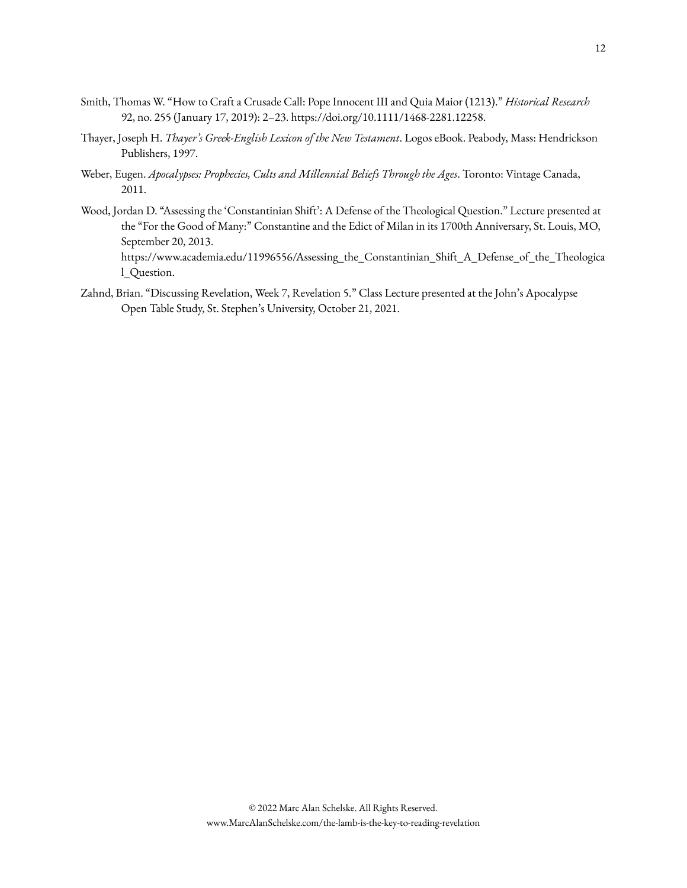Smith, Thomas W. "How to Craft a Crusade Call: Pope Innocent III and Quia Maior (1213)." *Historical Research* 92, no. 255 (January 17, 2019): 2–23. https://doi.org/10.1111/1468-2281.12258.

Thayer, Joseph H. *Thayer's Greek-English Lexicon of the New Testament*. Logos eBook. Peabody, Mass: Hendrickson Publishers, 1997.

Weber, Eugen. *Apocalypses: Prophecies, Cults and Millennial Beliefs Through the Ages*. Toronto: Vintage Canada, 2011.

Wood, Jordan D. "Assessing the 'Constantinian Shift': A Defense of the Theological Question." Lecture presented at the "For the Good of Many:" Constantine and the Edict of Milan in its 1700th Anniversary, St. Louis, MO, September 20, 2013. https://www.academia.edu/11996556/Assessing_the_Constantinian_Shift_A_Defense_of_the_Theological_Question.

Zahnd, Brian. "Discussing Revelation, Week 7, Revelation 5." Class Lecture presented at the John's Apocalypse Open Table Study, St. Stephen's University, October 21, 2021.

© 2022 Marc Alan Schelske. All Rights Reserved.
www.MarcAlanSchelske.com/the-lamb-is-the-key-to-reading-revelation